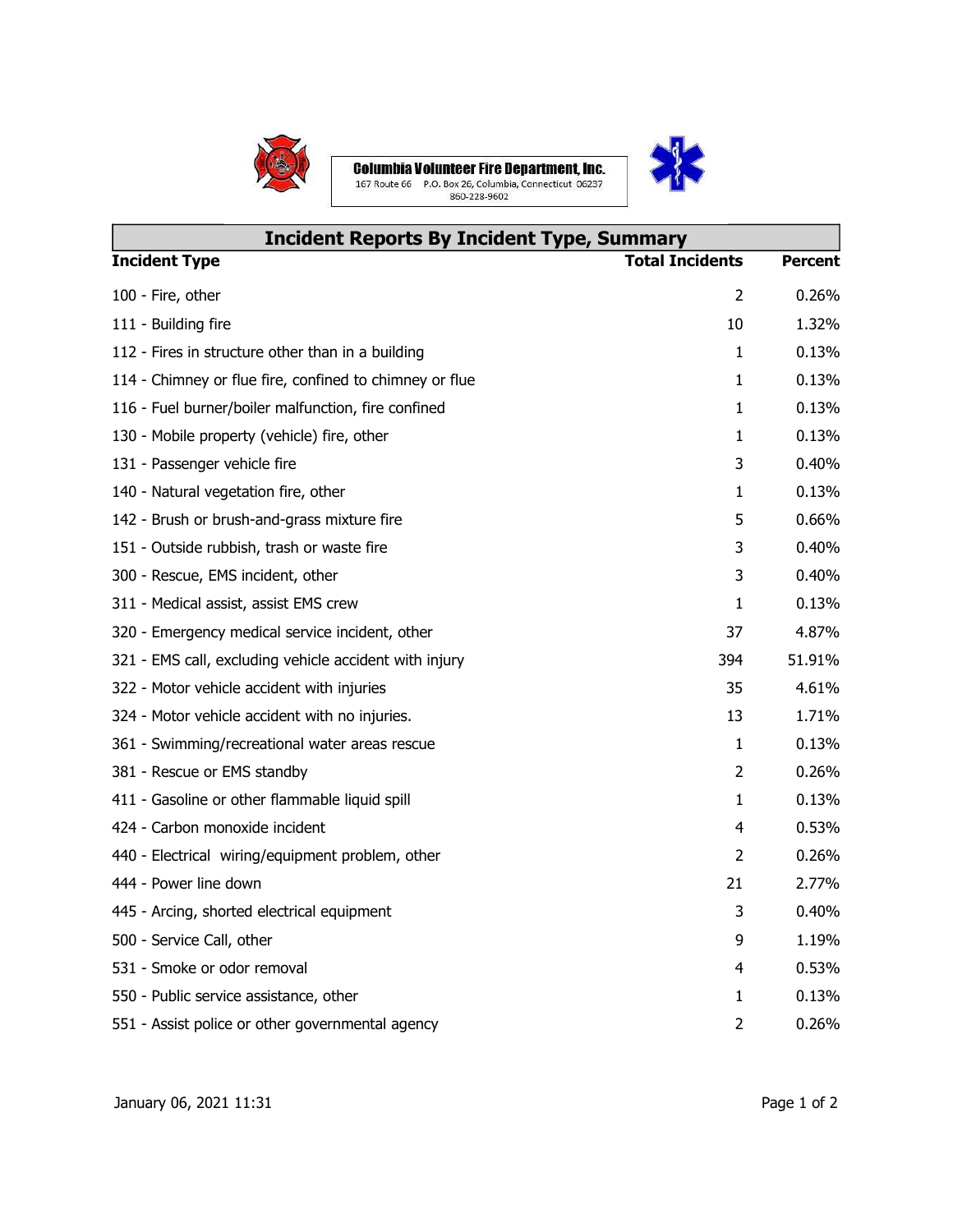**Columbia Volunteer Fire Department, Inc.**
167 Route 66 P.O. Box 26, Columbia, Connecticut 06237
860-228-9602

# Incident Reports By Incident Type, Summary

| Incident Type | Total Incidents | Percent |
| --- | --- | --- |
| 100 - Fire, other | 2 | 0.26% |
| 111 - Building fire | 10 | 1.32% |
| 112 - Fires in structure other than in a building | 1 | 0.13% |
| 114 - Chimney or flue fire, confined to chimney or flue | 1 | 0.13% |
| 116 - Fuel burner/boiler malfunction, fire confined | 1 | 0.13% |
| 130 - Mobile property (vehicle) fire, other | 1 | 0.13% |
| 131 - Passenger vehicle fire | 3 | 0.40% |
| 140 - Natural vegetation fire, other | 1 | 0.13% |
| 142 - Brush or brush-and-grass mixture fire | 5 | 0.66% |
| 151 - Outside rubbish, trash or waste fire | 3 | 0.40% |
| 300 - Rescue, EMS incident, other | 3 | 0.40% |
| 311 - Medical assist, assist EMS crew | 1 | 0.13% |
| 320 - Emergency medical service incident, other | 37 | 4.87% |
| 321 - EMS call, excluding vehicle accident with injury | 394 | 51.91% |
| 322 - Motor vehicle accident with injuries | 35 | 4.61% |
| 324 - Motor vehicle accident with no injuries. | 13 | 1.71% |
| 361 - Swimming/recreational water areas rescue | 1 | 0.13% |
| 381 - Rescue or EMS standby | 2 | 0.26% |
| 411 - Gasoline or other flammable liquid spill | 1 | 0.13% |
| 424 - Carbon monoxide incident | 4 | 0.53% |
| 440 - Electrical wiring/equipment problem, other | 2 | 0.26% |
| 444 - Power line down | 21 | 2.77% |
| 445 - Arcing, shorted electrical equipment | 3 | 0.40% |
| 500 - Service Call, other | 9 | 1.19% |
| 531 - Smoke or odor removal | 4 | 0.53% |
| 550 - Public service assistance, other | 1 | 0.13% |
| 551 - Assist police or other governmental agency | 2 | 0.26% |

January 06, 2021 11:31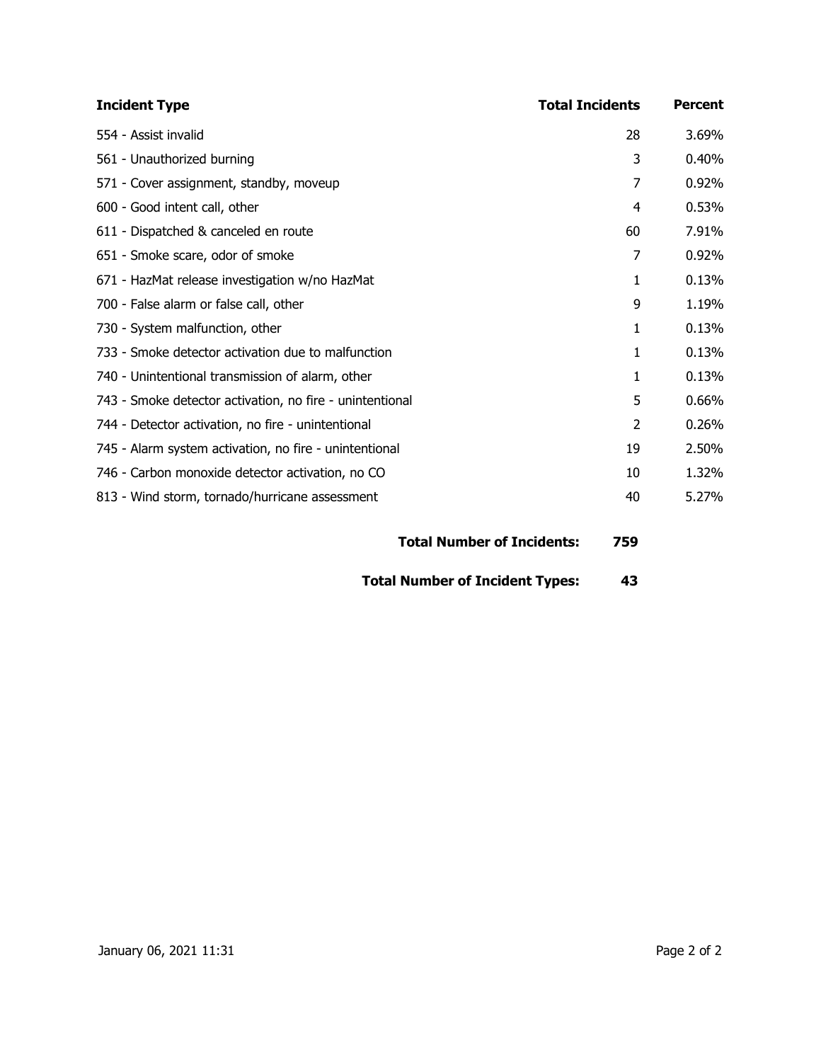| Incident Type | Total Incidents | Percent |
| --- | --- | --- |
| 554 - Assist invalid | 28 | 3.69% |
| 561 - Unauthorized burning | 3 | 0.40% |
| 571 - Cover assignment, standby, moveup | 7 | 0.92% |
| 600 - Good intent call, other | 4 | 0.53% |
| 611 - Dispatched & canceled en route | 60 | 7.91% |
| 651 - Smoke scare, odor of smoke | 7 | 0.92% |
| 671 - HazMat release investigation w/no HazMat | 1 | 0.13% |
| 700 - False alarm or false call, other | 9 | 1.19% |
| 730 - System malfunction, other | 1 | 0.13% |
| 733 - Smoke detector activation due to malfunction | 1 | 0.13% |
| 740 - Unintentional transmission of alarm, other | 1 | 0.13% |
| 743 - Smoke detector activation, no fire - unintentional | 5 | 0.66% |
| 744 - Detector activation, no fire - unintentional | 2 | 0.26% |
| 745 - Alarm system activation, no fire - unintentional | 19 | 2.50% |
| 746 - Carbon monoxide detector activation, no CO | 10 | 1.32% |
| 813 - Wind storm, tornado/hurricane assessment | 40 | 5.27% |

**Total Number of Incidents: 759**

**Total Number of Incident Types: 43**

January 06, 2021 11:31